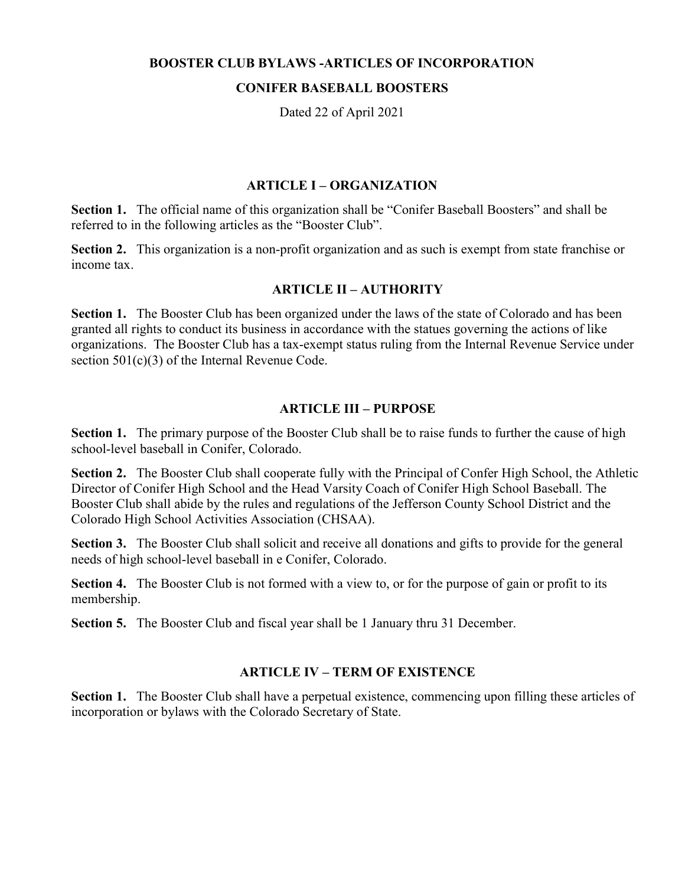# BOOSTER CLUB BYLAWS -ARTICLES OF INCORPORATION

## CONIFER BASEBALL BOOSTERS

Dated 22 of April 2021

### ARTICLE I – ORGANIZATION

**Section 1.** The official name of this organization shall be "Conifer Baseball Boosters" and shall be referred to in the following articles as the "Booster Club".

**Section 2.** This organization is a non-profit organization and as such is exempt from state franchise or income tax.

### ARTICLE II – AUTHORITY

**Section 1.** The Booster Club has been organized under the laws of the state of Colorado and has been granted all rights to conduct its business in accordance with the statues governing the actions of like organizations. The Booster Club has a tax-exempt status ruling from the Internal Revenue Service under section 501(c)(3) of the Internal Revenue Code.

### ARTICLE III – PURPOSE

**Section 1.** The primary purpose of the Booster Club shall be to raise funds to further the cause of high school-level baseball in Conifer, Colorado.

**Section 2.** The Booster Club shall cooperate fully with the Principal of Confer High School, the Athletic Director of Conifer High School and the Head Varsity Coach of Conifer High School Baseball. The Booster Club shall abide by the rules and regulations of the Jefferson County School District and the Colorado High School Activities Association (CHSAA).

**Section 3.** The Booster Club shall solicit and receive all donations and gifts to provide for the general needs of high school-level baseball in e Conifer, Colorado.

**Section 4.** The Booster Club is not formed with a view to, or for the purpose of gain or profit to its membership.

**Section 5.** The Booster Club and fiscal year shall be 1 January thru 31 December.

### ARTICLE IV – TERM OF EXISTENCE

**Section 1.** The Booster Club shall have a perpetual existence, commencing upon filling these articles of incorporation or bylaws with the Colorado Secretary of State.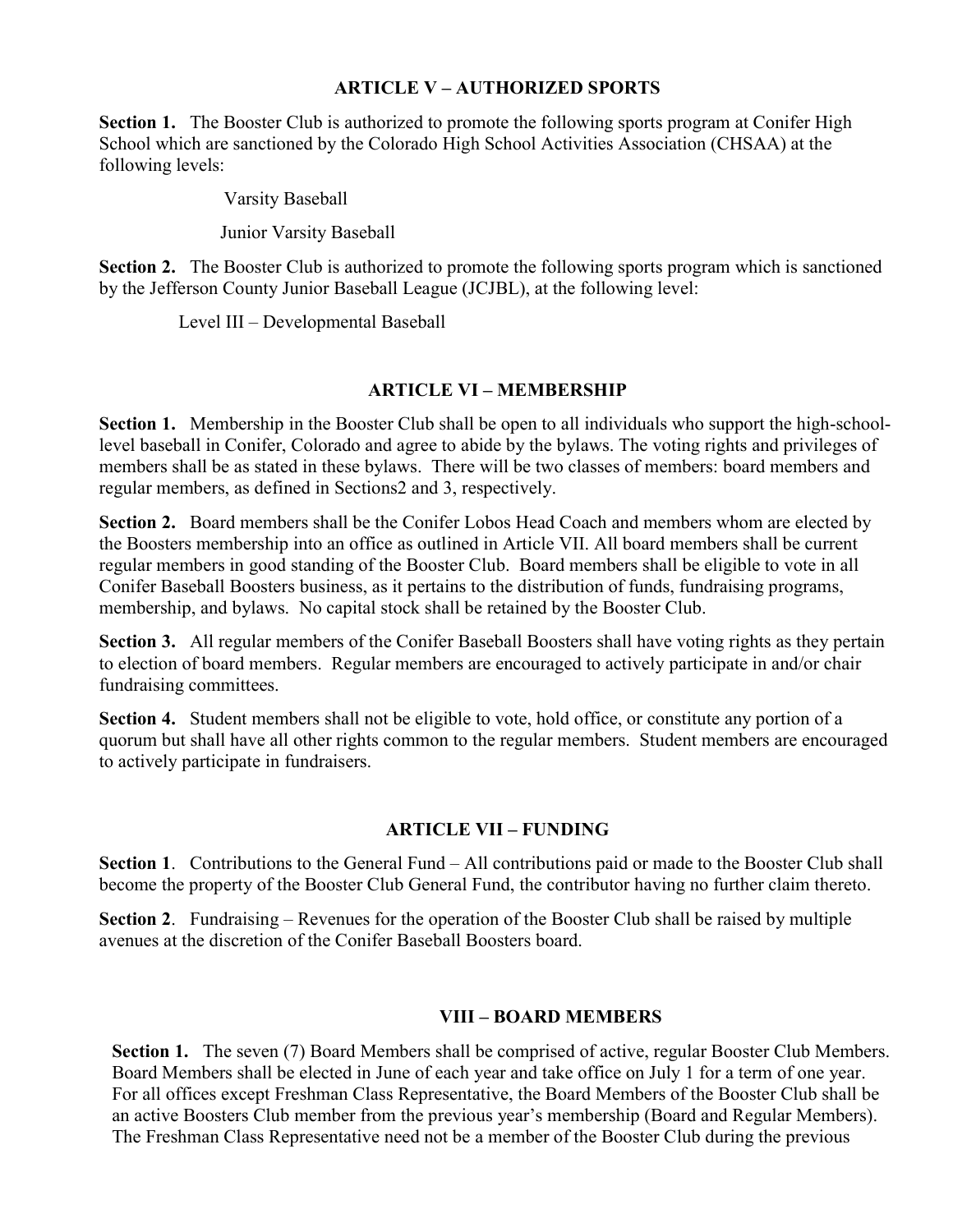## ARTICLE V – AUTHORIZED SPORTS

**Section 1.** The Booster Club is authorized to promote the following sports program at Conifer High School which are sanctioned by the Colorado High School Activities Association (CHSAA) at the following levels:

Varsity Baseball

Junior Varsity Baseball

**Section 2.** The Booster Club is authorized to promote the following sports program which is sanctioned by the Jefferson County Junior Baseball League (JCJBL), at the following level:

Level III – Developmental Baseball

## ARTICLE VI – MEMBERSHIP

**Section 1.** Membership in the Booster Club shall be open to all individuals who support the high-school-level baseball in Conifer, Colorado and agree to abide by the bylaws. The voting rights and privileges of members shall be as stated in these bylaws. There will be two classes of members: board members and regular members, as defined in Sections2 and 3, respectively.

**Section 2.** Board members shall be the Conifer Lobos Head Coach and members whom are elected by the Boosters membership into an office as outlined in Article VII. All board members shall be current regular members in good standing of the Booster Club. Board members shall be eligible to vote in all Conifer Baseball Boosters business, as it pertains to the distribution of funds, fundraising programs, membership, and bylaws. No capital stock shall be retained by the Booster Club.

**Section 3.** All regular members of the Conifer Baseball Boosters shall have voting rights as they pertain to election of board members. Regular members are encouraged to actively participate in and/or chair fundraising committees.

**Section 4.** Student members shall not be eligible to vote, hold office, or constitute any portion of a quorum but shall have all other rights common to the regular members. Student members are encouraged to actively participate in fundraisers.

## ARTICLE VII – FUNDING

**Section 1**. Contributions to the General Fund – All contributions paid or made to the Booster Club shall become the property of the Booster Club General Fund, the contributor having no further claim thereto.

**Section 2**. Fundraising – Revenues for the operation of the Booster Club shall be raised by multiple avenues at the discretion of the Conifer Baseball Boosters board.

## VIII – BOARD MEMBERS

**Section 1.** The seven (7) Board Members shall be comprised of active, regular Booster Club Members. Board Members shall be elected in June of each year and take office on July 1 for a term of one year. For all offices except Freshman Class Representative, the Board Members of the Booster Club shall be an active Boosters Club member from the previous year's membership (Board and Regular Members). The Freshman Class Representative need not be a member of the Booster Club during the previous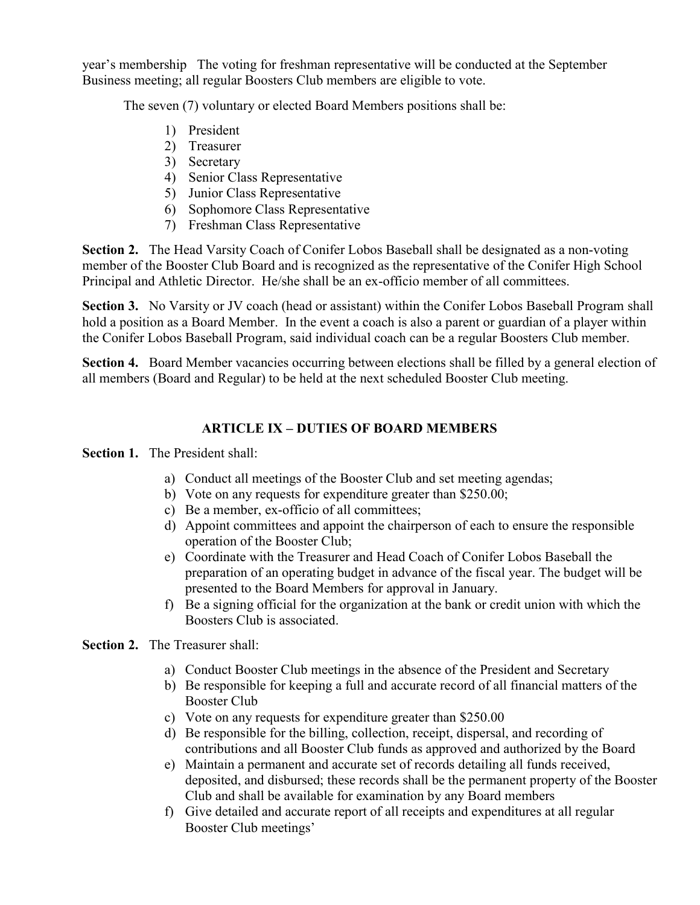year's membership The voting for freshman representative will be conducted at the September Business meeting; all regular Boosters Club members are eligible to vote.

The seven (7) voluntary or elected Board Members positions shall be:

1) President
2) Treasurer
3) Secretary
4) Senior Class Representative
5) Junior Class Representative
6) Sophomore Class Representative
7) Freshman Class Representative

**Section 2.** The Head Varsity Coach of Conifer Lobos Baseball shall be designated as a non-voting member of the Booster Club Board and is recognized as the representative of the Conifer High School Principal and Athletic Director. He/she shall be an ex-officio member of all committees.

**Section 3.** No Varsity or JV coach (head or assistant) within the Conifer Lobos Baseball Program shall hold a position as a Board Member. In the event a coach is also a parent or guardian of a player within the Conifer Lobos Baseball Program, said individual coach can be a regular Boosters Club member.

**Section 4.** Board Member vacancies occurring between elections shall be filled by a general election of all members (Board and Regular) to be held at the next scheduled Booster Club meeting.

## ARTICLE IX – DUTIES OF BOARD MEMBERS

**Section 1.** The President shall:

a) Conduct all meetings of the Booster Club and set meeting agendas;
b) Vote on any requests for expenditure greater than $250.00;
c) Be a member, ex-officio of all committees;
d) Appoint committees and appoint the chairperson of each to ensure the responsible operation of the Booster Club;
e) Coordinate with the Treasurer and Head Coach of Conifer Lobos Baseball the preparation of an operating budget in advance of the fiscal year. The budget will be presented to the Board Members for approval in January.
f) Be a signing official for the organization at the bank or credit union with which the Boosters Club is associated.

**Section 2.** The Treasurer shall:

a) Conduct Booster Club meetings in the absence of the President and Secretary
b) Be responsible for keeping a full and accurate record of all financial matters of the Booster Club
c) Vote on any requests for expenditure greater than $250.00
d) Be responsible for the billing, collection, receipt, dispersal, and recording of contributions and all Booster Club funds as approved and authorized by the Board
e) Maintain a permanent and accurate set of records detailing all funds received, deposited, and disbursed; these records shall be the permanent property of the Booster Club and shall be available for examination by any Board members
f) Give detailed and accurate report of all receipts and expenditures at all regular Booster Club meetings'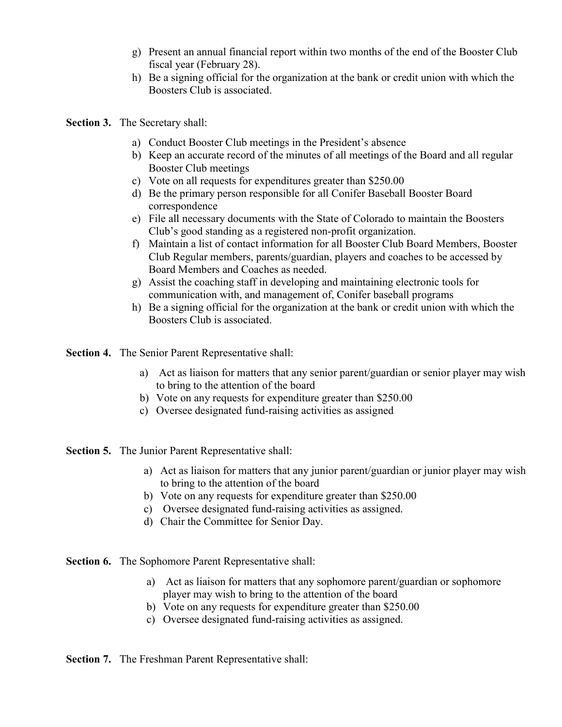g) Present an annual financial report within two months of the end of the Booster Club fiscal year (February 28).
h) Be a signing official for the organization at the bank or credit union with which the Boosters Club is associated.

**Section 3.** The Secretary shall:

a) Conduct Booster Club meetings in the President's absence
b) Keep an accurate record of the minutes of all meetings of the Board and all regular Booster Club meetings
c) Vote on all requests for expenditures greater than $250.00
d) Be the primary person responsible for all Conifer Baseball Booster Board correspondence
e) File all necessary documents with the State of Colorado to maintain the Boosters Club's good standing as a registered non-profit organization.
f) Maintain a list of contact information for all Booster Club Board Members, Booster Club Regular members, parents/guardian, players and coaches to be accessed by Board Members and Coaches as needed.
g) Assist the coaching staff in developing and maintaining electronic tools for communication with, and management of, Conifer baseball programs
h) Be a signing official for the organization at the bank or credit union with which the Boosters Club is associated.

**Section 4.** The Senior Parent Representative shall:

a) Act as liaison for matters that any senior parent/guardian or senior player may wish to bring to the attention of the board
b) Vote on any requests for expenditure greater than $250.00
c) Oversee designated fund-raising activities as assigned

**Section 5.** The Junior Parent Representative shall:

a) Act as liaison for matters that any junior parent/guardian or junior player may wish to bring to the attention of the board
b) Vote on any requests for expenditure greater than $250.00
c) Oversee designated fund-raising activities as assigned.
d) Chair the Committee for Senior Day.

**Section 6.** The Sophomore Parent Representative shall:

a) Act as liaison for matters that any sophomore parent/guardian or sophomore player may wish to bring to the attention of the board
b) Vote on any requests for expenditure greater than $250.00
c) Oversee designated fund-raising activities as assigned.

**Section 7.** The Freshman Parent Representative shall: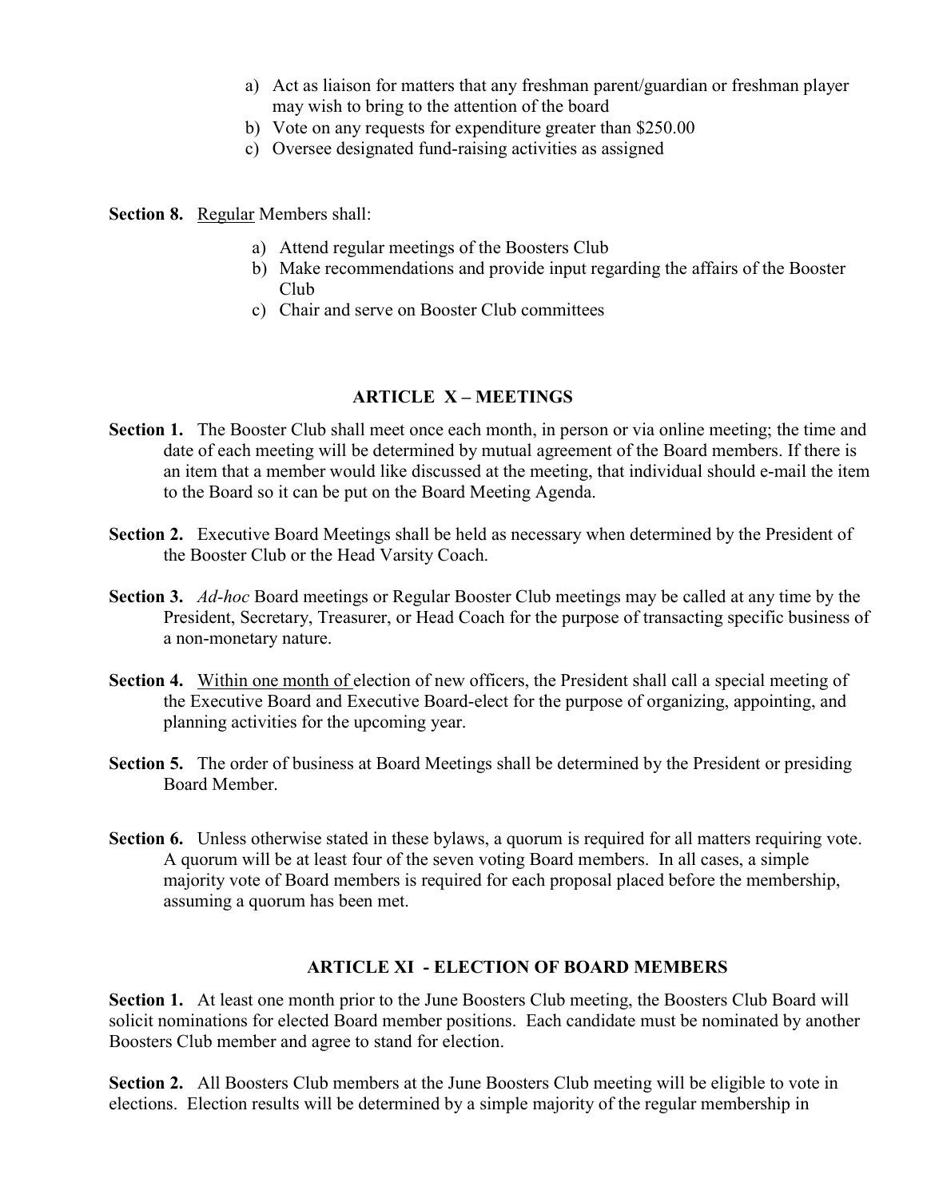a) Act as liaison for matters that any freshman parent/guardian or freshman player may wish to bring to the attention of the board
b) Vote on any requests for expenditure greater than $250.00
c) Oversee designated fund-raising activities as assigned

**Section 8.** Regular Members shall:

a) Attend regular meetings of the Boosters Club
b) Make recommendations and provide input regarding the affairs of the Booster Club
c) Chair and serve on Booster Club committees

## ARTICLE X – MEETINGS

**Section 1.** The Booster Club shall meet once each month, in person or via online meeting; the time and date of each meeting will be determined by mutual agreement of the Board members. If there is an item that a member would like discussed at the meeting, that individual should e-mail the item to the Board so it can be put on the Board Meeting Agenda.

**Section 2.** Executive Board Meetings shall be held as necessary when determined by the President of the Booster Club or the Head Varsity Coach.

**Section 3.** *Ad-hoc* Board meetings or Regular Booster Club meetings may be called at any time by the President, Secretary, Treasurer, or Head Coach for the purpose of transacting specific business of a non-monetary nature.

**Section 4.** Within one month of election of new officers, the President shall call a special meeting of the Executive Board and Executive Board-elect for the purpose of organizing, appointing, and planning activities for the upcoming year.

**Section 5.** The order of business at Board Meetings shall be determined by the President or presiding Board Member.

**Section 6.** Unless otherwise stated in these bylaws, a quorum is required for all matters requiring vote. A quorum will be at least four of the seven voting Board members. In all cases, a simple majority vote of Board members is required for each proposal placed before the membership, assuming a quorum has been met.

## ARTICLE XI - ELECTION OF BOARD MEMBERS

**Section 1.** At least one month prior to the June Boosters Club meeting, the Boosters Club Board will solicit nominations for elected Board member positions. Each candidate must be nominated by another Boosters Club member and agree to stand for election.

**Section 2.** All Boosters Club members at the June Boosters Club meeting will be eligible to vote in elections. Election results will be determined by a simple majority of the regular membership in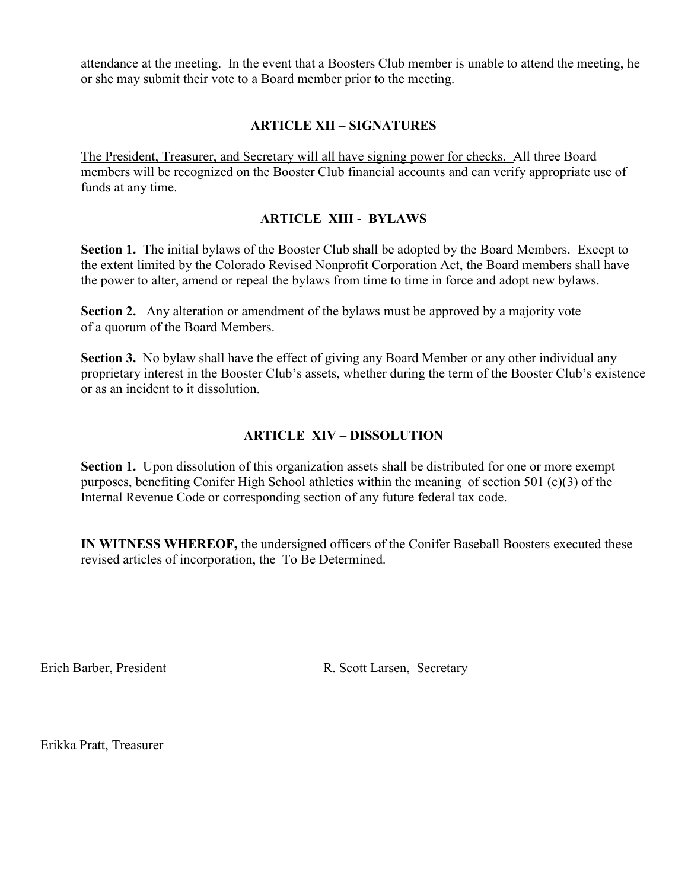attendance at the meeting. In the event that a Boosters Club member is unable to attend the meeting, he or she may submit their vote to a Board member prior to the meeting.

## ARTICLE XII – SIGNATURES

<u>The President, Treasurer, and Secretary will all have signing power for checks.</u> All three Board members will be recognized on the Booster Club financial accounts and can verify appropriate use of funds at any time.

## ARTICLE XIII - BYLAWS

**Section 1.** The initial bylaws of the Booster Club shall be adopted by the Board Members. Except to the extent limited by the Colorado Revised Nonprofit Corporation Act, the Board members shall have the power to alter, amend or repeal the bylaws from time to time in force and adopt new bylaws.

**Section 2.** Any alteration or amendment of the bylaws must be approved by a majority vote of a quorum of the Board Members.

**Section 3.** No bylaw shall have the effect of giving any Board Member or any other individual any proprietary interest in the Booster Club's assets, whether during the term of the Booster Club's existence or as an incident to it dissolution.

## ARTICLE XIV – DISSOLUTION

**Section 1.** Upon dissolution of this organization assets shall be distributed for one or more exempt purposes, benefiting Conifer High School athletics within the meaning of section 501 (c)(3) of the Internal Revenue Code or corresponding section of any future federal tax code.

**IN WITNESS WHEREOF,** the undersigned officers of the Conifer Baseball Boosters executed these revised articles of incorporation, the To Be Determined.

Erich Barber, President

R. Scott Larsen, Secretary

Erikka Pratt, Treasurer